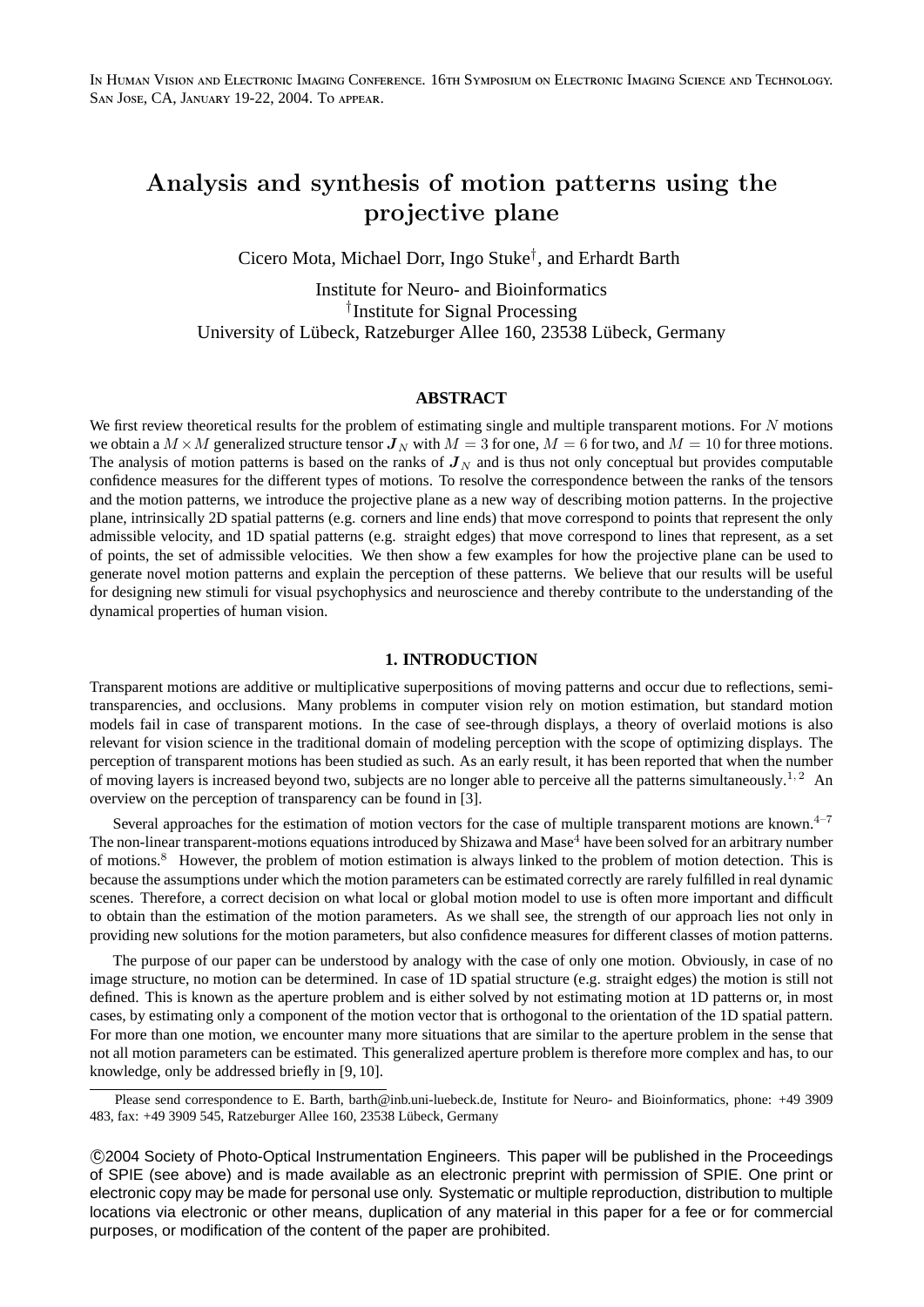In Human Vision and Electronic Imaging Conference. 16th Symposium on Electronic Imaging Science and Technology. San Jose, CA, January 19-22, 2004. To appear.

# Analysis and synthesis of motion patterns using the projective plane

Cicero Mota, Michael Dorr, Ingo Stuke[†], and Erhardt Barth

Institute for Neuro- and Bioinformatics
[†]Institute for Signal Processing
University of Lübeck, Ratzeburger Allee 160, 23538 Lübeck, Germany

## ABSTRACT

We first review theoretical results for the problem of estimating single and multiple transparent motions. For $N$ motions we obtain a $M \times M$ generalized structure tensor $\boldsymbol{J}_N$ with $M = 3$ for one, $M = 6$ for two, and $M = 10$ for three motions. The analysis of motion patterns is based on the ranks of $\boldsymbol{J}_N$ and is thus not only conceptual but provides computable confidence measures for the different types of motions. To resolve the correspondence between the ranks of the tensors and the motion patterns, we introduce the projective plane as a new way of describing motion patterns. In the projective plane, intrinsically 2D spatial patterns (e.g. corners and line ends) that move correspond to points that represent the only admissible velocity, and 1D spatial patterns (e.g. straight edges) that move correspond to lines that represent, as a set of points, the set of admissible velocities. We then show a few examples for how the projective plane can be used to generate novel motion patterns and explain the perception of these patterns. We believe that our results will be useful for designing new stimuli for visual psychophysics and neuroscience and thereby contribute to the understanding of the dynamical properties of human vision.

## 1. INTRODUCTION

Transparent motions are additive or multiplicative superpositions of moving patterns and occur due to reflections, semi-transparencies, and occlusions. Many problems in computer vision rely on motion estimation, but standard motion models fail in case of transparent motions. In the case of see-through displays, a theory of overlaid motions is also relevant for vision science in the traditional domain of modeling perception with the scope of optimizing displays. The perception of transparent motions has been studied as such. As an early result, it has been reported that when the number of moving layers is increased beyond two, subjects are no longer able to perceive all the patterns simultaneously.[1,2] An overview on the perception of transparency can be found in [3].

Several approaches for the estimation of motion vectors for the case of multiple transparent motions are known.[4–7] The non-linear transparent-motions equations introduced by Shizawa and Mase[4] have been solved for an arbitrary number of motions.[8] However, the problem of motion estimation is always linked to the problem of motion detection. This is because the assumptions under which the motion parameters can be estimated correctly are rarely fulfilled in real dynamic scenes. Therefore, a correct decision on what local or global motion model to use is often more important and difficult to obtain than the estimation of the motion parameters. As we shall see, the strength of our approach lies not only in providing new solutions for the motion parameters, but also confidence measures for different classes of motion patterns.

The purpose of our paper can be understood by analogy with the case of only one motion. Obviously, in case of no image structure, no motion can be determined. In case of 1D spatial structure (e.g. straight edges) the motion is still not defined. This is known as the aperture problem and is either solved by not estimating motion at 1D patterns or, in most cases, by estimating only a component of the motion vector that is orthogonal to the orientation of the 1D spatial pattern. For more than one motion, we encounter many more situations that are similar to the aperture problem in the sense that not all motion parameters can be estimated. This generalized aperture problem is therefore more complex and has, to our knowledge, only be addressed briefly in [9, 10].

Please send correspondence to E. Barth, barth@inb.uni-luebeck.de, Institute for Neuro- and Bioinformatics, phone: +49 3909 483, fax: +49 3909 545, Ratzeburger Allee 160, 23538 Lübeck, Germany

©2004 Society of Photo-Optical Instrumentation Engineers. This paper will be published in the Proceedings of SPIE (see above) and is made available as an electronic preprint with permission of SPIE. One print or electronic copy may be made for personal use only. Systematic or multiple reproduction, distribution to multiple locations via electronic or other means, duplication of any material in this paper for a fee or for commercial purposes, or modification of the content of the paper are prohibited.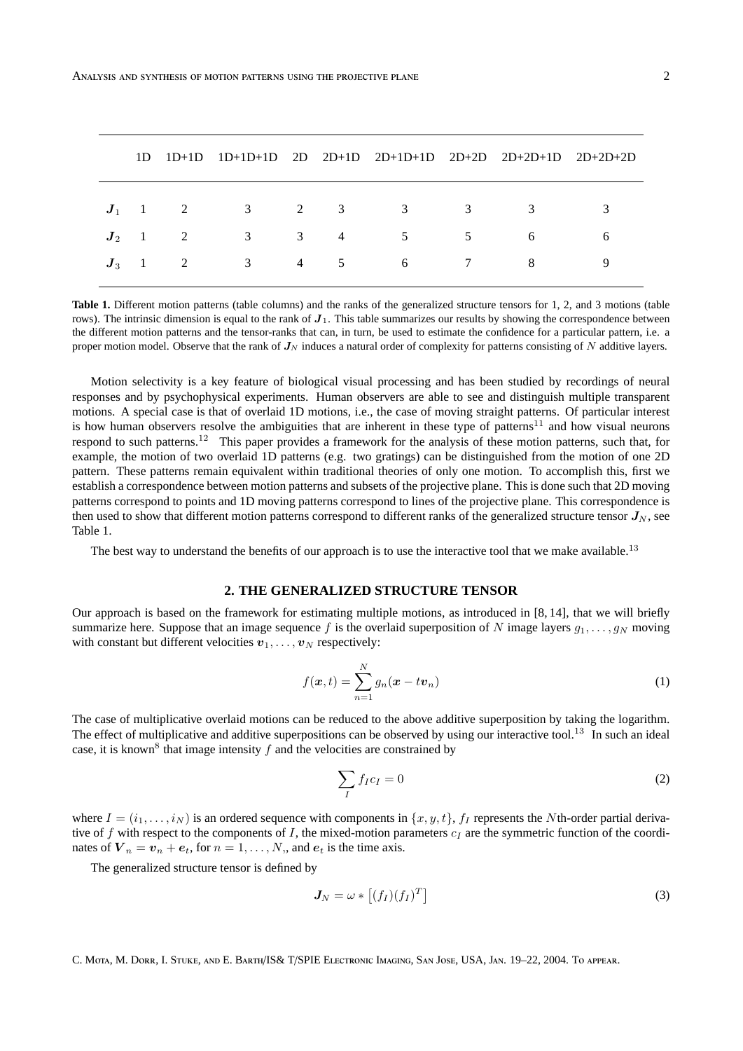| | 1D | 1D+1D | 1D+1D+1D | 2D | 2D+1D | 2D+1D+1D | 2D+2D | 2D+2D+1D | 2D+2D+2D |
|---|---|---|---|---|---|---|---|---|---|
| $\boldsymbol{J}_1$ | 1 | 2 | 3 | 2 | 3 | 3 | 3 | 3 | 3 |
| $\boldsymbol{J}_2$ | 1 | 2 | 3 | 3 | 4 | 5 | 5 | 6 | 6 |
| $\boldsymbol{J}_3$ | 1 | 2 | 3 | 4 | 5 | 6 | 7 | 8 | 9 |

**Table 1.** Different motion patterns (table columns) and the ranks of the generalized structure tensors for 1, 2, and 3 motions (table rows). The intrinsic dimension is equal to the rank of $\boldsymbol{J}_1$. This table summarizes our results by showing the correspondence between the different motion patterns and the tensor-ranks that can, in turn, be used to estimate the confidence for a particular pattern, i.e. a proper motion model. Observe that the rank of $\boldsymbol{J}_N$ induces a natural order of complexity for patterns consisting of $N$ additive layers.

Motion selectivity is a key feature of biological visual processing and has been studied by recordings of neural responses and by psychophysical experiments. Human observers are able to see and distinguish multiple transparent motions. A special case is that of overlaid 1D motions, i.e., the case of moving straight patterns. Of particular interest is how human observers resolve the ambiguities that are inherent in these type of patterns[11] and how visual neurons respond to such patterns.[12] This paper provides a framework for the analysis of these motion patterns, such that, for example, the motion of two overlaid 1D patterns (e.g. two gratings) can be distinguished from the motion of one 2D pattern. These patterns remain equivalent within traditional theories of only one motion. To accomplish this, first we establish a correspondence between motion patterns and subsets of the projective plane. This is done such that 2D moving patterns correspond to points and 1D moving patterns correspond to lines of the projective plane. This correspondence is then used to show that different motion patterns correspond to different ranks of the generalized structure tensor $\boldsymbol{J}_N$, see Table 1.

The best way to understand the benefits of our approach is to use the interactive tool that we make available.[13]

## 2. THE GENERALIZED STRUCTURE TENSOR

Our approach is based on the framework for estimating multiple motions, as introduced in [8, 14], that we will briefly summarize here. Suppose that an image sequence $f$ is the overlaid superposition of $N$ image layers $g_1, \ldots, g_N$ moving with constant but different velocities $\boldsymbol{v}_1, \ldots, \boldsymbol{v}_N$ respectively:

$$f(\boldsymbol{x}, t) = \sum_{n=1}^{N} g_n(\boldsymbol{x} - t\boldsymbol{v}_n) \tag{1}$$

The case of multiplicative overlaid motions can be reduced to the above additive superposition by taking the logarithm. The effect of multiplicative and additive superpositions can be observed by using our interactive tool.[13] In such an ideal case, it is known[8] that image intensity $f$ and the velocities are constrained by

$$\sum_I f_I c_I = 0 \tag{2}$$

where $I = (i_1, \ldots, i_N)$ is an ordered sequence with components in $\{x, y, t\}$, $f_I$ represents the $N$th-order partial derivative of $f$ with respect to the components of $I$, the mixed-motion parameters $c_I$ are the symmetric function of the coordinates of $\boldsymbol{V}_n = \boldsymbol{v}_n + \boldsymbol{e}_t$, for $n = 1, \ldots, N$,, and $\boldsymbol{e}_t$ is the time axis.

The generalized structure tensor is defined by

$$\boldsymbol{J}_N = \omega * \left[(f_I)(f_I)^T\right] \tag{3}$$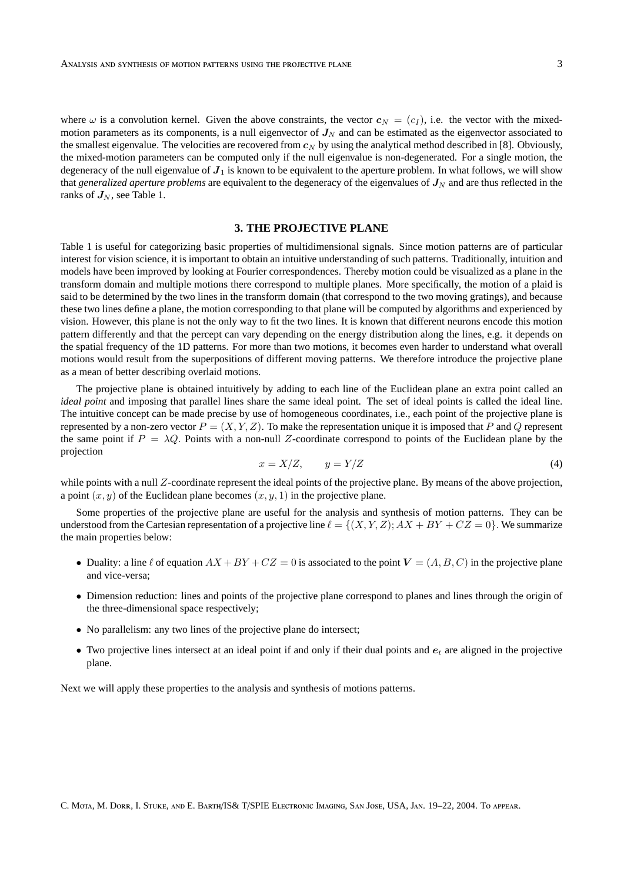where $\omega$ is a convolution kernel. Given the above constraints, the vector $\boldsymbol{c}_N = (c_I)$, i.e. the vector with the mixed-motion parameters as its components, is a null eigenvector of $\boldsymbol{J}_N$ and can be estimated as the eigenvector associated to the smallest eigenvalue. The velocities are recovered from $\boldsymbol{c}_N$ by using the analytical method described in [8]. Obviously, the mixed-motion parameters can be computed only if the null eigenvalue is non-degenerated. For a single motion, the degeneracy of the null eigenvalue of $\boldsymbol{J}_1$ is known to be equivalent to the aperture problem. In what follows, we will show that *generalized aperture problems* are equivalent to the degeneracy of the eigenvalues of $\boldsymbol{J}_N$ and are thus reflected in the ranks of $\boldsymbol{J}_N$, see Table 1.

## 3. THE PROJECTIVE PLANE

Table 1 is useful for categorizing basic properties of multidimensional signals. Since motion patterns are of particular interest for vision science, it is important to obtain an intuitive understanding of such patterns. Traditionally, intuition and models have been improved by looking at Fourier correspondences. Thereby motion could be visualized as a plane in the transform domain and multiple motions there correspond to multiple planes. More specifically, the motion of a plaid is said to be determined by the two lines in the transform domain (that correspond to the two moving gratings), and because these two lines define a plane, the motion corresponding to that plane will be computed by algorithms and experienced by vision. However, this plane is not the only way to fit the two lines. It is known that different neurons encode this motion pattern differently and that the percept can vary depending on the energy distribution along the lines, e.g. it depends on the spatial frequency of the 1D patterns. For more than two motions, it becomes even harder to understand what overall motions would result from the superpositions of different moving patterns. We therefore introduce the projective plane as a mean of better describing overlaid motions.

The projective plane is obtained intuitively by adding to each line of the Euclidean plane an extra point called an *ideal point* and imposing that parallel lines share the same ideal point. The set of ideal points is called the ideal line. The intuitive concept can be made precise by use of homogeneous coordinates, i.e., each point of the projective plane is represented by a non-zero vector $P = (X, Y, Z)$. To make the representation unique it is imposed that $P$ and $Q$ represent the same point if $P = \lambda Q$. Points with a non-null $Z$-coordinate correspond to points of the Euclidean plane by the projection

$$x = X/Z, \qquad y = Y/Z \tag{4}$$

while points with a null $Z$-coordinate represent the ideal points of the projective plane. By means of the above projection, a point $(x, y)$ of the Euclidean plane becomes $(x, y, 1)$ in the projective plane.

Some properties of the projective plane are useful for the analysis and synthesis of motion patterns. They can be understood from the Cartesian representation of a projective line $\ell = \{(X, Y, Z); AX + BY + CZ = 0\}$. We summarize the main properties below:

- Duality: a line $\ell$ of equation $AX + BY + CZ = 0$ is associated to the point $\boldsymbol{V} = (A, B, C)$ in the projective plane and vice-versa;
- Dimension reduction: lines and points of the projective plane correspond to planes and lines through the origin of the three-dimensional space respectively;
- No parallelism: any two lines of the projective plane do intersect;
- Two projective lines intersect at an ideal point if and only if their dual points and $\boldsymbol{e}_t$ are aligned in the projective plane.

Next we will apply these properties to the analysis and synthesis of motions patterns.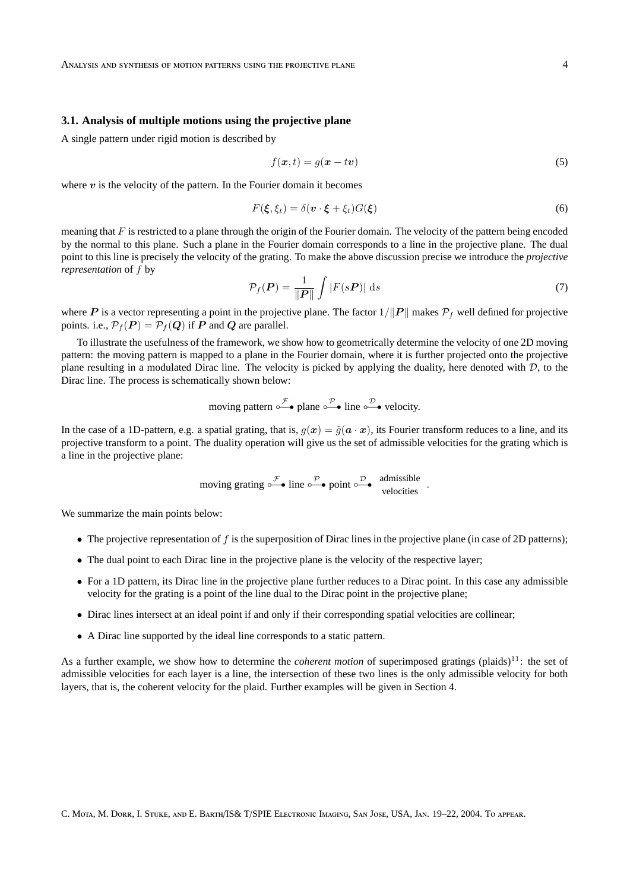### 3.1. Analysis of multiple motions using the projective plane

A single pattern under rigid motion is described by

$$f(\boldsymbol{x}, t) = g(\boldsymbol{x} - t\boldsymbol{v}) \tag{5}$$

where $\boldsymbol{v}$ is the velocity of the pattern. In the Fourier domain it becomes

$$F(\boldsymbol{\xi}, \xi_t) = \delta(\boldsymbol{v} \cdot \boldsymbol{\xi} + \xi_t) G(\boldsymbol{\xi}) \tag{6}$$

meaning that $F$ is restricted to a plane through the origin of the Fourier domain. The velocity of the pattern being encoded by the normal to this plane. Such a plane in the Fourier domain corresponds to a line in the projective plane. The dual point to this line is precisely the velocity of the grating. To make the above discussion precise we introduce the *projective representation* of $f$ by

$$\mathcal{P}_f(\boldsymbol{P}) = \frac{1}{\|\boldsymbol{P}\|} \int |F(s\boldsymbol{P})| \, \mathrm{d}s \tag{7}$$

where $\boldsymbol{P}$ is a vector representing a point in the projective plane. The factor $1/\|\boldsymbol{P}\|$ makes $\mathcal{P}_f$ well defined for projective points. i.e., $\mathcal{P}_f(\boldsymbol{P}) = \mathcal{P}_f(\boldsymbol{Q})$ if $\boldsymbol{P}$ and $\boldsymbol{Q}$ are parallel.

To illustrate the usefulness of the framework, we show how to geometrically determine the velocity of one 2D moving pattern: the moving pattern is mapped to a plane in the Fourier domain, where it is further projected onto the projective plane resulting in a modulated Dirac line. The velocity is picked by applying the duality, here denoted with $\mathcal{D}$, to the Dirac line. The process is schematically shown below:

$$\text{moving pattern} \overset{\mathcal{F}}{\circ\!\!-\!\!\bullet} \text{plane} \overset{\mathcal{P}}{\circ\!\!-\!\!\bullet} \text{line} \overset{\mathcal{D}}{\circ\!\!-\!\!\bullet} \text{velocity.}$$

In the case of a 1D-pattern, e.g. a spatial grating, that is, $g(\boldsymbol{x}) = \tilde{g}(\boldsymbol{a} \cdot \boldsymbol{x})$, its Fourier transform reduces to a line, and its projective transform to a point. The duality operation will give us the set of admissible velocities for the grating which is a line in the projective plane:

$$\text{moving grating} \overset{\mathcal{F}}{\circ\!\!-\!\!\bullet} \text{line} \overset{\mathcal{P}}{\circ\!\!-\!\!\bullet} \text{point} \overset{\mathcal{D}}{\circ\!\!-\!\!\bullet} \begin{array}{c}\text{admissible}\\ \text{velocities}\end{array}.$$

We summarize the main points below:

- The projective representation of $f$ is the superposition of Dirac lines in the projective plane (in case of 2D patterns);
- The dual point to each Dirac line in the projective plane is the velocity of the respective layer;
- For a 1D pattern, its Dirac line in the projective plane further reduces to a Dirac point. In this case any admissible velocity for the grating is a point of the line dual to the Dirac point in the projective plane;
- Dirac lines intersect at an ideal point if and only if their corresponding spatial velocities are collinear;
- A Dirac line supported by the ideal line corresponds to a static pattern.

As a further example, we show how to determine the *coherent motion* of superimposed gratings (plaids)[11]: the set of admissible velocities for each layer is a line, the intersection of these two lines is the only admissible velocity for both layers, that is, the coherent velocity for the plaid. Further examples will be given in Section 4.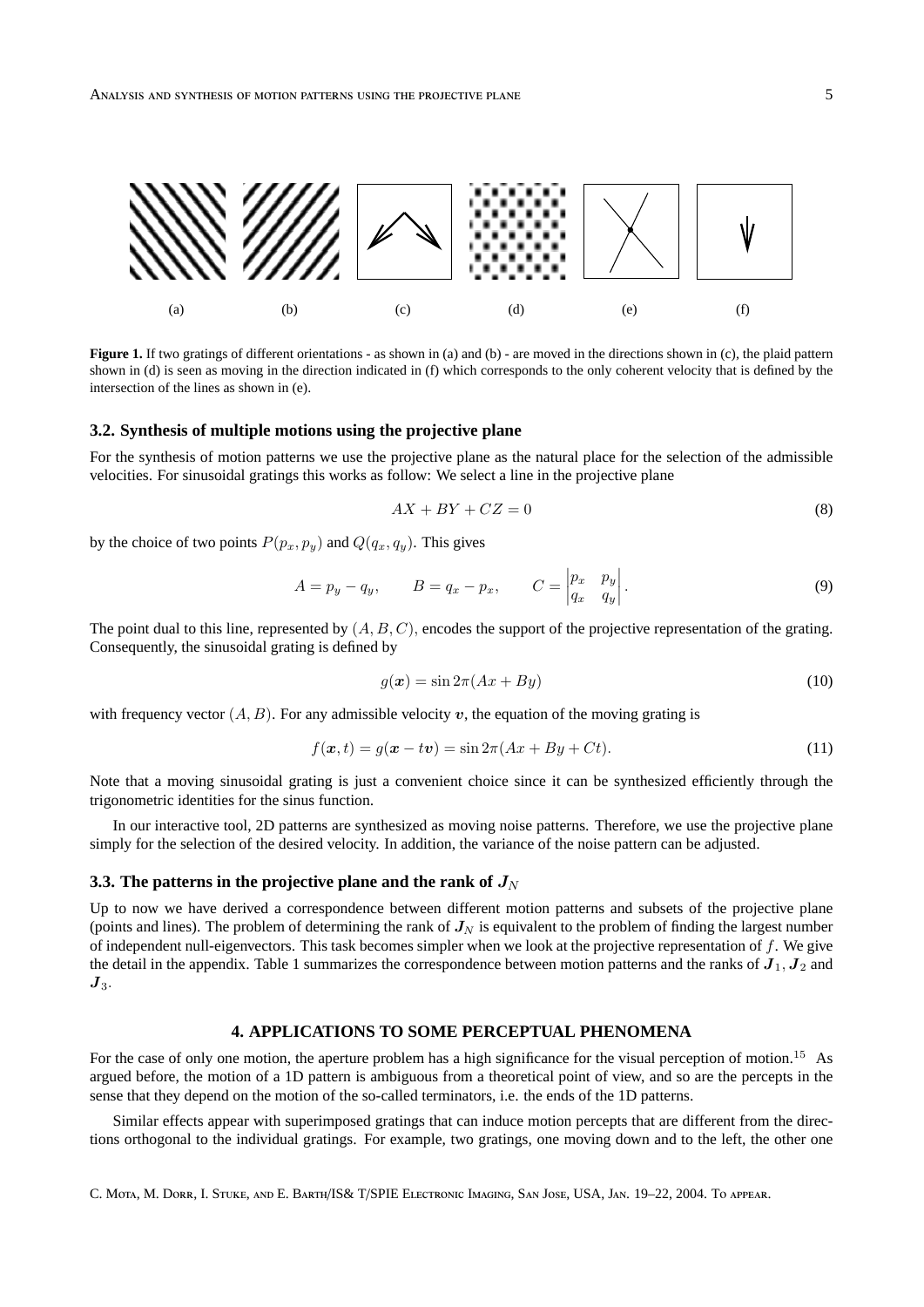(a) (b) (c) (d) (e) (f)

**Figure 1.** If two gratings of different orientations - as shown in (a) and (b) - are moved in the directions shown in (c), the plaid pattern shown in (d) is seen as moving in the direction indicated in (f) which corresponds to the only coherent velocity that is defined by the intersection of the lines as shown in (e).

### 3.2. Synthesis of multiple motions using the projective plane

For the synthesis of motion patterns we use the projective plane as the natural place for the selection of the admissible velocities. For sinusoidal gratings this works as follow: We select a line in the projective plane

$$AX + BY + CZ = 0 \tag{8}$$

by the choice of two points $P(p_x, p_y)$ and $Q(q_x, q_y)$. This gives

$$A = p_y - q_y, \qquad B = q_x - p_x, \qquad C = \begin{vmatrix} p_x & p_y \\ q_x & q_y \end{vmatrix}. \tag{9}$$

The point dual to this line, represented by $(A, B, C)$, encodes the support of the projective representation of the grating. Consequently, the sinusoidal grating is defined by

$$g(\boldsymbol{x}) = \sin 2\pi(Ax + By) \tag{10}$$

with frequency vector $(A, B)$. For any admissible velocity $\boldsymbol{v}$, the equation of the moving grating is

$$f(\boldsymbol{x}, t) = g(\boldsymbol{x} - t\boldsymbol{v}) = \sin 2\pi(Ax + By + Ct). \tag{11}$$

Note that a moving sinusoidal grating is just a convenient choice since it can be synthesized efficiently through the trigonometric identities for the sinus function.

In our interactive tool, 2D patterns are synthesized as moving noise patterns. Therefore, we use the projective plane simply for the selection of the desired velocity. In addition, the variance of the noise pattern can be adjusted.

### 3.3. The patterns in the projective plane and the rank of $\boldsymbol{J}_N$

Up to now we have derived a correspondence between different motion patterns and subsets of the projective plane (points and lines). The problem of determining the rank of $\boldsymbol{J}_N$ is equivalent to the problem of finding the largest number of independent null-eigenvectors. This task becomes simpler when we look at the projective representation of $f$. We give the detail in the appendix. Table 1 summarizes the correspondence between motion patterns and the ranks of $\boldsymbol{J}_1$, $\boldsymbol{J}_2$ and $\boldsymbol{J}_3$.

## 4. APPLICATIONS TO SOME PERCEPTUAL PHENOMENA

For the case of only one motion, the aperture problem has a high significance for the visual perception of motion.[15] As argued before, the motion of a 1D pattern is ambiguous from a theoretical point of view, and so are the percepts in the sense that they depend on the motion of the so-called terminators, i.e. the ends of the 1D patterns.

Similar effects appear with superimposed gratings that can induce motion percepts that are different from the directions orthogonal to the individual gratings. For example, two gratings, one moving down and to the left, the other one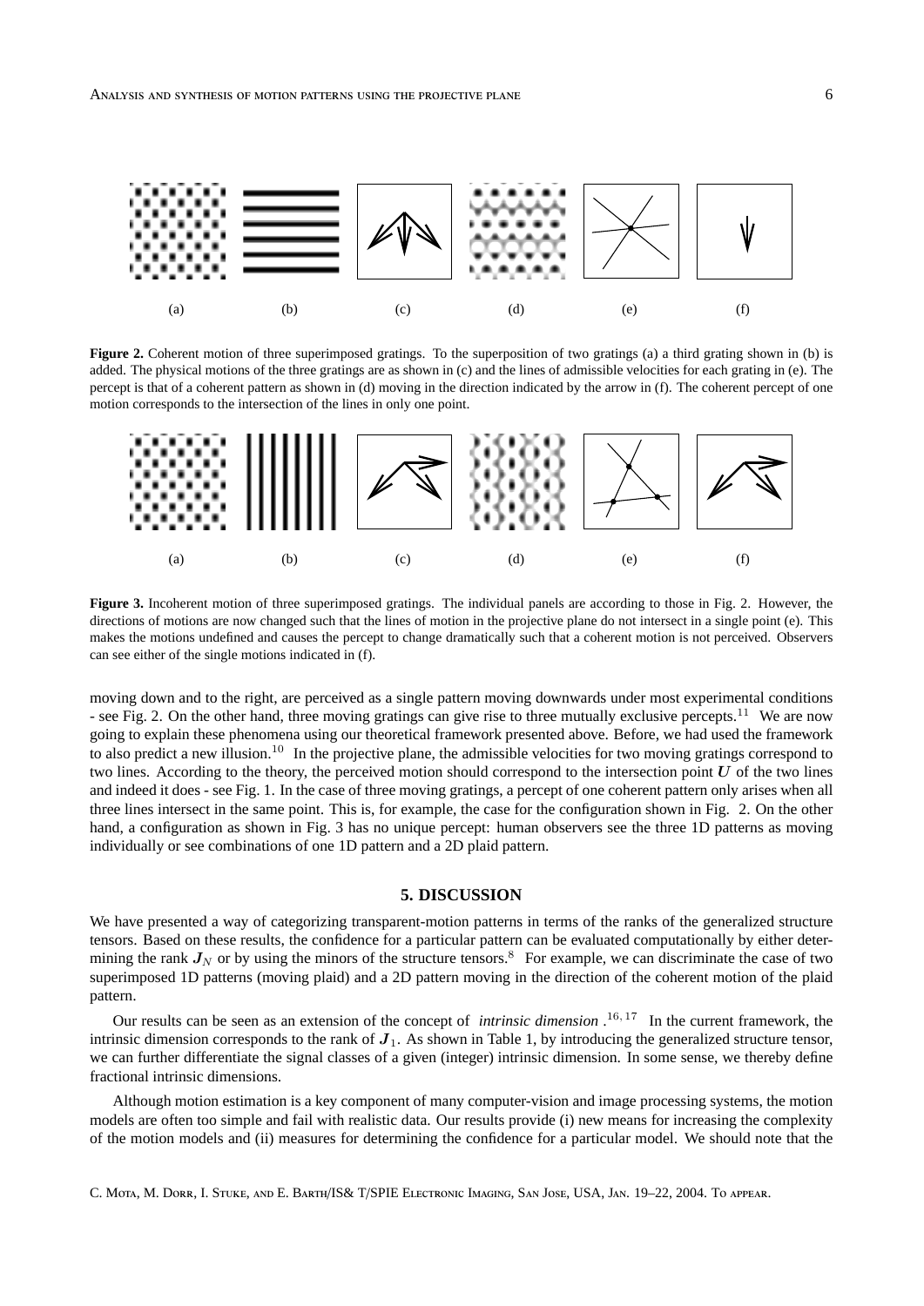(a) (b) (c) (d) (e) (f)

**Figure 2.** Coherent motion of three superimposed gratings. To the superposition of two gratings (a) a third grating shown in (b) is added. The physical motions of the three gratings are as shown in (c) and the lines of admissible velocities for each grating in (e). The percept is that of a coherent pattern as shown in (d) moving in the direction indicated by the arrow in (f). The coherent percept of one motion corresponds to the intersection of the lines in only one point.

(a) (b) (c) (d) (e) (f)

**Figure 3.** Incoherent motion of three superimposed gratings. The individual panels are according to those in Fig. 2. However, the directions of motions are now changed such that the lines of motion in the projective plane do not intersect in a single point (e). This makes the motions undefined and causes the percept to change dramatically such that a coherent motion is not perceived. Observers can see either of the single motions indicated in (f).

moving down and to the right, are perceived as a single pattern moving downwards under most experimental conditions - see Fig. 2. On the other hand, three moving gratings can give rise to three mutually exclusive percepts.[11] We are now going to explain these phenomena using our theoretical framework presented above. Before, we had used the framework to also predict a new illusion.[10] In the projective plane, the admissible velocities for two moving gratings correspond to two lines. According to the theory, the perceived motion should correspond to the intersection point $\boldsymbol{U}$ of the two lines and indeed it does - see Fig. 1. In the case of three moving gratings, a percept of one coherent pattern only arises when all three lines intersect in the same point. This is, for example, the case for the configuration shown in Fig. 2. On the other hand, a configuration as shown in Fig. 3 has no unique percept: human observers see the three 1D patterns as moving individually or see combinations of one 1D pattern and a 2D plaid pattern.

## 5. DISCUSSION

We have presented a way of categorizing transparent-motion patterns in terms of the ranks of the generalized structure tensors. Based on these results, the confidence for a particular pattern can be evaluated computationally by either determining the rank $\boldsymbol{J}_N$ or by using the minors of the structure tensors.[8] For example, we can discriminate the case of two superimposed 1D patterns (moving plaid) and a 2D pattern moving in the direction of the coherent motion of the plaid pattern.

Our results can be seen as an extension of the concept of *intrinsic dimension*.[16,17] In the current framework, the intrinsic dimension corresponds to the rank of $\boldsymbol{J}_1$. As shown in Table 1, by introducing the generalized structure tensor, we can further differentiate the signal classes of a given (integer) intrinsic dimension. In some sense, we thereby define fractional intrinsic dimensions.

Although motion estimation is a key component of many computer-vision and image processing systems, the motion models are often too simple and fail with realistic data. Our results provide (i) new means for increasing the complexity of the motion models and (ii) measures for determining the confidence for a particular model. We should note that the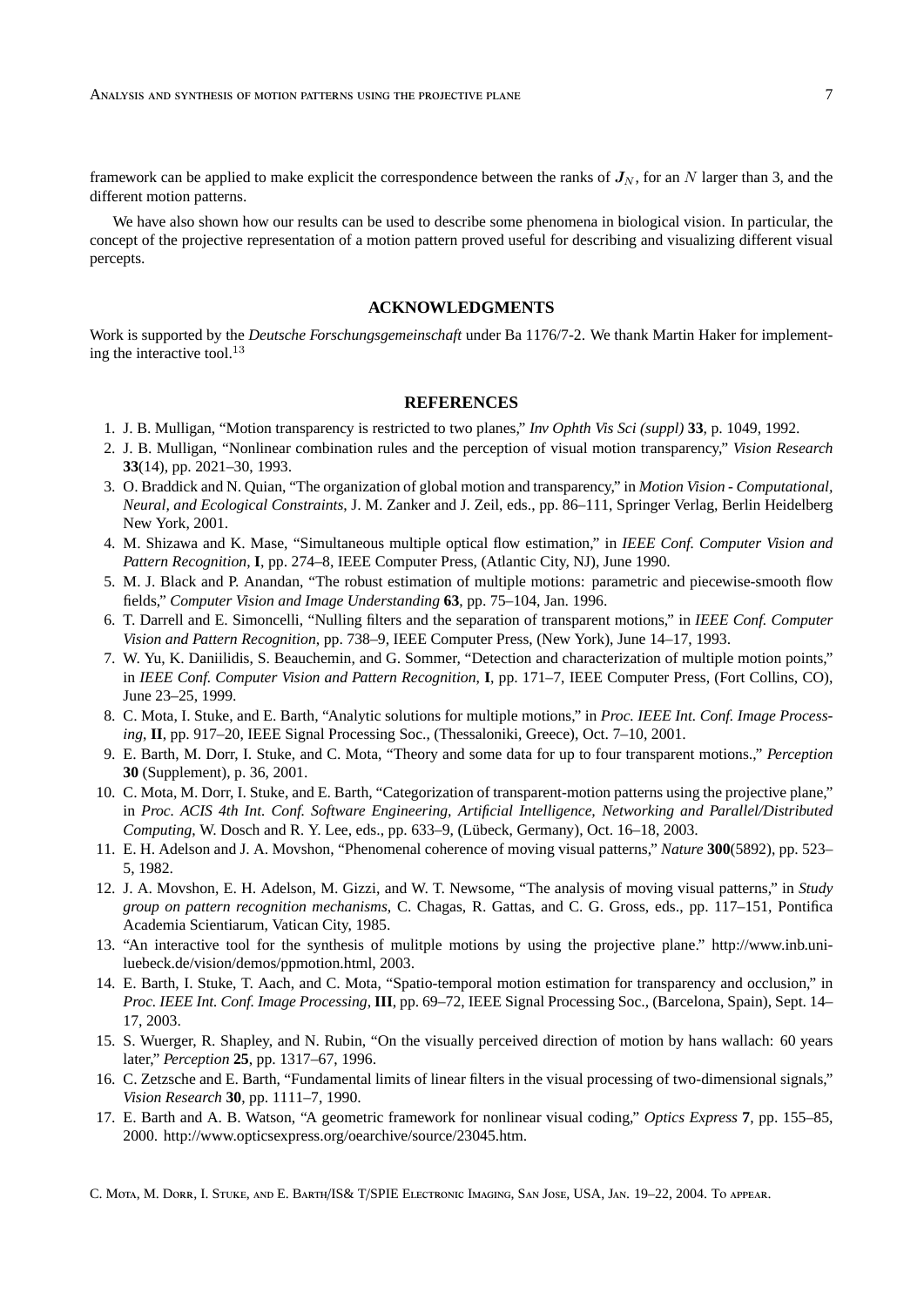framework can be applied to make explicit the correspondence between the ranks of $\boldsymbol{J}_N$, for an $N$ larger than 3, and the different motion patterns.

We have also shown how our results can be used to describe some phenomena in biological vision. In particular, the concept of the projective representation of a motion pattern proved useful for describing and visualizing different visual percepts.

## ACKNOWLEDGMENTS

Work is supported by the *Deutsche Forschungsgemeinschaft* under Ba 1176/7-2. We thank Martin Haker for implementing the interactive tool.[13]

## REFERENCES

1. J. B. Mulligan, "Motion transparency is restricted to two planes," *Inv Ophth Vis Sci (suppl)* **33**, p. 1049, 1992.
2. J. B. Mulligan, "Nonlinear combination rules and the perception of visual motion transparency," *Vision Research* **33**(14), pp. 2021–30, 1993.
3. O. Braddick and N. Quian, "The organization of global motion and transparency," in *Motion Vision - Computational, Neural, and Ecological Constraints*, J. M. Zanker and J. Zeil, eds., pp. 86–111, Springer Verlag, Berlin Heidelberg New York, 2001.
4. M. Shizawa and K. Mase, "Simultaneous multiple optical flow estimation," in *IEEE Conf. Computer Vision and Pattern Recognition*, **I**, pp. 274–8, IEEE Computer Press, (Atlantic City, NJ), June 1990.
5. M. J. Black and P. Anandan, "The robust estimation of multiple motions: parametric and piecewise-smooth flow fields," *Computer Vision and Image Understanding* **63**, pp. 75–104, Jan. 1996.
6. T. Darrell and E. Simoncelli, "Nulling filters and the separation of transparent motions," in *IEEE Conf. Computer Vision and Pattern Recognition*, pp. 738–9, IEEE Computer Press, (New York), June 14–17, 1993.
7. W. Yu, K. Daniilidis, S. Beauchemin, and G. Sommer, "Detection and characterization of multiple motion points," in *IEEE Conf. Computer Vision and Pattern Recognition*, **I**, pp. 171–7, IEEE Computer Press, (Fort Collins, CO), June 23–25, 1999.
8. C. Mota, I. Stuke, and E. Barth, "Analytic solutions for multiple motions," in *Proc. IEEE Int. Conf. Image Processing*, **II**, pp. 917–20, IEEE Signal Processing Soc., (Thessaloniki, Greece), Oct. 7–10, 2001.
9. E. Barth, M. Dorr, I. Stuke, and C. Mota, "Theory and some data for up to four transparent motions.," *Perception* **30** (Supplement), p. 36, 2001.
10. C. Mota, M. Dorr, I. Stuke, and E. Barth, "Categorization of transparent-motion patterns using the projective plane," in *Proc. ACIS 4th Int. Conf. Software Engineering, Artificial Intelligence, Networking and Parallel/Distributed Computing*, W. Dosch and R. Y. Lee, eds., pp. 633–9, (Lübeck, Germany), Oct. 16–18, 2003.
11. E. H. Adelson and J. A. Movshon, "Phenomenal coherence of moving visual patterns," *Nature* **300**(5892), pp. 523–5, 1982.
12. J. A. Movshon, E. H. Adelson, M. Gizzi, and W. T. Newsome, "The analysis of moving visual patterns," in *Study group on pattern recognition mechanisms*, C. Chagas, R. Gattas, and C. G. Gross, eds., pp. 117–151, Pontifica Academia Scientiarum, Vatican City, 1985.
13. "An interactive tool for the synthesis of mulitple motions by using the projective plane." http://www.inb.uni-luebeck.de/vision/demos/ppmotion.html, 2003.
14. E. Barth, I. Stuke, T. Aach, and C. Mota, "Spatio-temporal motion estimation for transparency and occlusion," in *Proc. IEEE Int. Conf. Image Processing*, **III**, pp. 69–72, IEEE Signal Processing Soc., (Barcelona, Spain), Sept. 14–17, 2003.
15. S. Wuerger, R. Shapley, and N. Rubin, "On the visually perceived direction of motion by hans wallach: 60 years later," *Perception* **25**, pp. 1317–67, 1996.
16. C. Zetzsche and E. Barth, "Fundamental limits of linear filters in the visual processing of two-dimensional signals," *Vision Research* **30**, pp. 1111–7, 1990.
17. E. Barth and A. B. Watson, "A geometric framework for nonlinear visual coding," *Optics Express* **7**, pp. 155–85, 2000. http://www.opticsexpress.org/oearchive/source/23045.htm.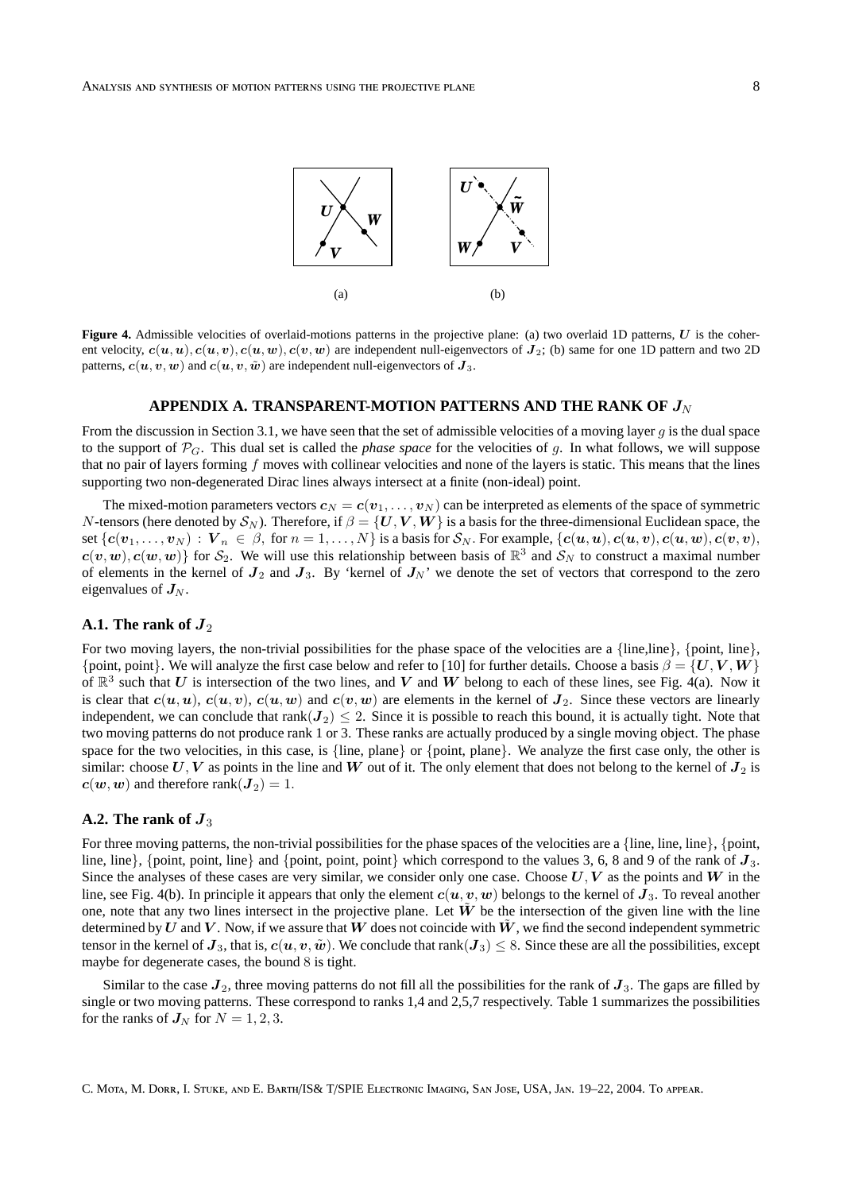U W V

(a)

U W̃ W V

(b)

**Figure 4.** Admissible velocities of overlaid-motions patterns in the projective plane: (a) two overlaid 1D patterns, $\boldsymbol{U}$ is the coherent velocity, $\boldsymbol{c}(\boldsymbol{u},\boldsymbol{u}), \boldsymbol{c}(\boldsymbol{u},\boldsymbol{v}), \boldsymbol{c}(\boldsymbol{u},\boldsymbol{w}), \boldsymbol{c}(\boldsymbol{v},\boldsymbol{w})$ are independent null-eigenvectors of $\boldsymbol{J}_2$; (b) same for one 1D pattern and two 2D patterns, $\boldsymbol{c}(\boldsymbol{u},\boldsymbol{v},\boldsymbol{w})$ and $\boldsymbol{c}(\boldsymbol{u},\boldsymbol{v},\tilde{\boldsymbol{w}})$ are independent null-eigenvectors of $\boldsymbol{J}_3$.

## APPENDIX A. TRANSPARENT-MOTION PATTERNS AND THE RANK OF $\boldsymbol{J}_N$

From the discussion in Section 3.1, we have seen that the set of admissible velocities of a moving layer $g$ is the dual space to the support of $\mathcal{P}_G$. This dual set is called the *phase space* for the velocities of $g$. In what follows, we will suppose that no pair of layers forming $f$ moves with collinear velocities and none of the layers is static. This means that the lines supporting two non-degenerated Dirac lines always intersect at a finite (non-ideal) point.

The mixed-motion parameters vectors $\boldsymbol{c}_N = \boldsymbol{c}(\boldsymbol{v}_1, \ldots, \boldsymbol{v}_N)$ can be interpreted as elements of the space of symmetric $N$-tensors (here denoted by $\mathcal{S}_N$). Therefore, if $\beta = \{\boldsymbol{U}, \boldsymbol{V}, \boldsymbol{W}\}$ is a basis for the three-dimensional Euclidean space, the set $\{\boldsymbol{c}(\boldsymbol{v}_1, \ldots, \boldsymbol{v}_N) : \boldsymbol{V}_n \in \beta, \text{ for } n = 1, \ldots, N\}$ is a basis for $\mathcal{S}_N$. For example, $\{\boldsymbol{c}(\boldsymbol{u},\boldsymbol{u}), \boldsymbol{c}(\boldsymbol{u},\boldsymbol{v}), \boldsymbol{c}(\boldsymbol{u},\boldsymbol{w}), \boldsymbol{c}(\boldsymbol{v},\boldsymbol{v}), \boldsymbol{c}(\boldsymbol{v},\boldsymbol{w}), \boldsymbol{c}(\boldsymbol{w},\boldsymbol{w})\}$ for $\mathcal{S}_2$. We will use this relationship between basis of $\mathbb{R}^3$ and $\mathcal{S}_N$ to construct a maximal number of elements in the kernel of $\boldsymbol{J}_2$ and $\boldsymbol{J}_3$. By 'kernel of $\boldsymbol{J}_N$' we denote the set of vectors that correspond to the zero eigenvalues of $\boldsymbol{J}_N$.

### A.1. The rank of $\boldsymbol{J}_2$

For two moving layers, the non-trivial possibilities for the phase space of the velocities are a {line,line}, {point, line}, {point, point}. We will analyze the first case below and refer to [10] for further details. Choose a basis $\beta = \{\boldsymbol{U}, \boldsymbol{V}, \boldsymbol{W}\}$ of $\mathbb{R}^3$ such that $\boldsymbol{U}$ is intersection of the two lines, and $\boldsymbol{V}$ and $\boldsymbol{W}$ belong to each of these lines, see Fig. 4(a). Now it is clear that $\boldsymbol{c}(\boldsymbol{u},\boldsymbol{u})$, $\boldsymbol{c}(\boldsymbol{u},\boldsymbol{v})$, $\boldsymbol{c}(\boldsymbol{u},\boldsymbol{w})$ and $\boldsymbol{c}(\boldsymbol{v},\boldsymbol{w})$ are elements in the kernel of $\boldsymbol{J}_2$. Since these vectors are linearly independent, we can conclude that $\text{rank}(\boldsymbol{J}_2) \leq 2$. Since it is possible to reach this bound, it is actually tight. Note that two moving patterns do not produce rank 1 or 3. These ranks are actually produced by a single moving object. The phase space for the two velocities, in this case, is {line, plane} or {point, plane}. We analyze the first case only, the other is similar: choose $\boldsymbol{U}, \boldsymbol{V}$ as points in the line and $\boldsymbol{W}$ out of it. The only element that does not belong to the kernel of $\boldsymbol{J}_2$ is $\boldsymbol{c}(\boldsymbol{w},\boldsymbol{w})$ and therefore $\text{rank}(\boldsymbol{J}_2) = 1$.

### A.2. The rank of $\boldsymbol{J}_3$

For three moving patterns, the non-trivial possibilities for the phase spaces of the velocities are a {line, line, line}, {point, line, line}, {point, point, line} and {point, point, point} which correspond to the values 3, 6, 8 and 9 of the rank of $\boldsymbol{J}_3$. Since the analyses of these cases are very similar, we consider only one case. Choose $\boldsymbol{U}, \boldsymbol{V}$ as the points and $\boldsymbol{W}$ in the line, see Fig. 4(b). In principle it appears that only the element $\boldsymbol{c}(\boldsymbol{u},\boldsymbol{v},\boldsymbol{w})$ belongs to the kernel of $\boldsymbol{J}_3$. To reveal another one, note that any two lines intersect in the projective plane. Let $\tilde{\boldsymbol{W}}$ be the intersection of the given line with the line determined by $\boldsymbol{U}$ and $\boldsymbol{V}$. Now, if we assure that $\boldsymbol{W}$ does not coincide with $\tilde{\boldsymbol{W}}$, we find the second independent symmetric tensor in the kernel of $\boldsymbol{J}_3$, that is, $\boldsymbol{c}(\boldsymbol{u},\boldsymbol{v},\tilde{\boldsymbol{w}})$. We conclude that $\text{rank}(\boldsymbol{J}_3) \leq 8$. Since these are all the possibilities, except maybe for degenerate cases, the bound 8 is tight.

Similar to the case $\boldsymbol{J}_2$, three moving patterns do not fill all the possibilities for the rank of $\boldsymbol{J}_3$. The gaps are filled by single or two moving patterns. These correspond to ranks 1,4 and 2,5,7 respectively. Table 1 summarizes the possibilities for the ranks of $\boldsymbol{J}_N$ for $N = 1, 2, 3$.